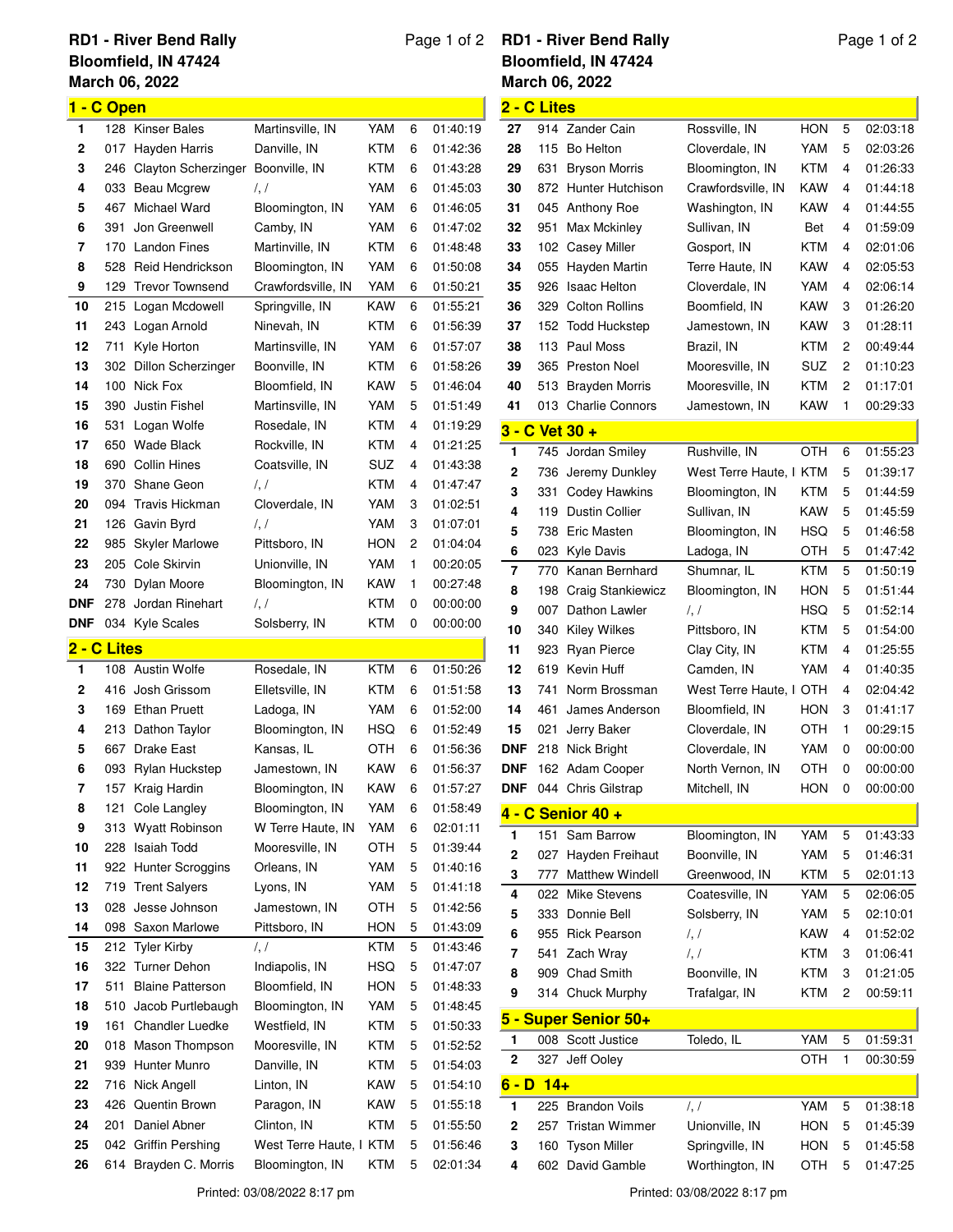# RD1 - River Bend Rally

Bloomfield, IN 47424
March 06, 2022

## 1 - C Open

| Pos | No. | Name | Hometown | Brand | Laps | Time |
|---|---|---|---|---|---|---|
| 1 | 128 | Kinser Bales | Martinsville, IN | YAM | 6 | 01:40:19 |
| 2 | 017 | Hayden Harris | Danville, IN | KTM | 6 | 01:42:36 |
| 3 | 246 | Clayton Scherzinger | Boonville, IN | KTM | 6 | 01:43:28 |
| 4 | 033 | Beau Mcgrew | /, / | YAM | 6 | 01:45:03 |
| 5 | 467 | Michael Ward | Bloomington, IN | YAM | 6 | 01:46:05 |
| 6 | 391 | Jon Greenwell | Camby, IN | YAM | 6 | 01:47:02 |
| 7 | 170 | Landon Fines | Martinville, IN | KTM | 6 | 01:48:48 |
| 8 | 528 | Reid Hendrickson | Bloomington, IN | YAM | 6 | 01:50:08 |
| 9 | 129 | Trevor Townsend | Crawfordsville, IN | YAM | 6 | 01:50:21 |
| 10 | 215 | Logan Mcdowell | Springville, IN | KAW | 6 | 01:55:21 |
| 11 | 243 | Logan Arnold | Ninevah, IN | KTM | 6 | 01:56:39 |
| 12 | 711 | Kyle Horton | Martinsville, IN | YAM | 6 | 01:57:07 |
| 13 | 302 | Dillon Scherzinger | Boonville, IN | KTM | 6 | 01:58:26 |
| 14 | 100 | Nick Fox | Bloomfield, IN | KAW | 5 | 01:46:04 |
| 15 | 390 | Justin Fishel | Martinsville, IN | YAM | 5 | 01:51:49 |
| 16 | 531 | Logan Wolfe | Rosedale, IN | KTM | 4 | 01:19:29 |
| 17 | 650 | Wade Black | Rockville, IN | KTM | 4 | 01:21:25 |
| 18 | 690 | Collin Hines | Coatsville, IN | SUZ | 4 | 01:43:38 |
| 19 | 370 | Shane Geon | /, / | KTM | 4 | 01:47:47 |
| 20 | 094 | Travis Hickman | Cloverdale, IN | YAM | 3 | 01:02:51 |
| 21 | 126 | Gavin Byrd | /, / | YAM | 3 | 01:07:01 |
| 22 | 985 | Skyler Marlowe | Pittsboro, IN | HON | 2 | 01:04:04 |
| 23 | 205 | Cole Skirvin | Unionville, IN | YAM | 1 | 00:20:05 |
| 24 | 730 | Dylan Moore | Bloomington, IN | KAW | 1 | 00:27:48 |
| DNF | 278 | Jordan Rinehart | /, / | KTM | 0 | 00:00:00 |
| DNF | 034 | Kyle Scales | Solsberry, IN | KTM | 0 | 00:00:00 |

## 2 - C Lites

| Pos | No. | Name | Hometown | Brand | Laps | Time |
|---|---|---|---|---|---|---|
| 1 | 108 | Austin Wolfe | Rosedale, IN | KTM | 6 | 01:50:26 |
| 2 | 416 | Josh Grissom | Elletsville, IN | KTM | 6 | 01:51:58 |
| 3 | 169 | Ethan Pruett | Ladoga, IN | YAM | 6 | 01:52:00 |
| 4 | 213 | Dathon Taylor | Bloomington, IN | HSQ | 6 | 01:52:49 |
| 5 | 667 | Drake East | Kansas, IL | OTH | 6 | 01:56:36 |
| 6 | 093 | Rylan Huckstep | Jamestown, IN | KAW | 6 | 01:56:37 |
| 7 | 157 | Kraig Hardin | Bloomington, IN | KAW | 6 | 01:57:27 |
| 8 | 121 | Cole Langley | Bloomington, IN | YAM | 6 | 01:58:49 |
| 9 | 313 | Wyatt Robinson | W Terre Haute, IN | YAM | 6 | 02:01:11 |
| 10 | 228 | Isaiah Todd | Mooresville, IN | OTH | 5 | 01:39:44 |
| 11 | 922 | Hunter Scroggins | Orleans, IN | YAM | 5 | 01:40:16 |
| 12 | 719 | Trent Salyers | Lyons, IN | YAM | 5 | 01:41:18 |
| 13 | 028 | Jesse Johnson | Jamestown, IN | OTH | 5 | 01:42:56 |
| 14 | 098 | Saxon Marlowe | Pittsboro, IN | HON | 5 | 01:43:09 |
| 15 | 212 | Tyler Kirby | /, / | KTM | 5 | 01:43:46 |
| 16 | 322 | Turner Dehon | Indiapolis, IN | HSQ | 5 | 01:47:07 |
| 17 | 511 | Blaine Patterson | Bloomfield, IN | HON | 5 | 01:48:33 |
| 18 | 510 | Jacob Purtlebaugh | Bloomington, IN | YAM | 5 | 01:48:45 |
| 19 | 161 | Chandler Luedke | Westfield, IN | KTM | 5 | 01:50:33 |
| 20 | 018 | Mason Thompson | Mooresville, IN | KTM | 5 | 01:52:52 |
| 21 | 939 | Hunter Munro | Danville, IN | KTM | 5 | 01:54:03 |
| 22 | 716 | Nick Angell | Linton, IN | KAW | 5 | 01:54:10 |
| 23 | 426 | Quentin Brown | Paragon, IN | KAW | 5 | 01:55:18 |
| 24 | 201 | Daniel Abner | Clinton, IN | KTM | 5 | 01:55:50 |
| 25 | 042 | Griffin Pershing | West Terre Haute, I | KTM | 5 | 01:56:46 |
| 26 | 614 | Brayden C. Morris | Bloomington, IN | KTM | 5 | 02:01:34 |
| 27 | 914 | Zander Cain | Rossville, IN | HON | 5 | 02:03:18 |
| 28 | 115 | Bo Helton | Cloverdale, IN | YAM | 5 | 02:03:26 |
| 29 | 631 | Bryson Morris | Bloomington, IN | KTM | 4 | 01:26:33 |
| 30 | 872 | Hunter Hutchison | Crawfordsville, IN | KAW | 4 | 01:44:18 |
| 31 | 045 | Anthony Roe | Washington, IN | KAW | 4 | 01:44:55 |
| 32 | 951 | Max Mckinley | Sullivan, IN | Bet | 4 | 01:59:09 |
| 33 | 102 | Casey Miller | Gosport, IN | KTM | 4 | 02:01:06 |
| 34 | 055 | Hayden Martin | Terre Haute, IN | KAW | 4 | 02:05:53 |
| 35 | 926 | Isaac Helton | Cloverdale, IN | YAM | 4 | 02:06:14 |
| 36 | 329 | Colton Rollins | Boomfield, IN | KAW | 3 | 01:26:20 |
| 37 | 152 | Todd Huckstep | Jamestown, IN | KAW | 3 | 01:28:11 |
| 38 | 113 | Paul Moss | Brazil, IN | KTM | 2 | 00:49:44 |
| 39 | 365 | Preston Noel | Mooresville, IN | SUZ | 2 | 01:10:23 |
| 40 | 513 | Brayden Morris | Mooresville, IN | KTM | 2 | 01:17:01 |
| 41 | 013 | Charlie Connors | Jamestown, IN | KAW | 1 | 00:29:33 |

## 3 - C Vet 30 +

| Pos | No. | Name | Hometown | Brand | Laps | Time |
|---|---|---|---|---|---|---|
| 1 | 745 | Jordan Smiley | Rushville, IN | OTH | 6 | 01:55:23 |
| 2 | 736 | Jeremy Dunkley | West Terre Haute, I | KTM | 5 | 01:39:17 |
| 3 | 331 | Codey Hawkins | Bloomington, IN | KTM | 5 | 01:44:59 |
| 4 | 119 | Dustin Collier | Sullivan, IN | KAW | 5 | 01:45:59 |
| 5 | 738 | Eric Masten | Bloomington, IN | HSQ | 5 | 01:46:58 |
| 6 | 023 | Kyle Davis | Ladoga, IN | OTH | 5 | 01:47:42 |
| 7 | 770 | Kanan Bernhard | Shumnar, IL | KTM | 5 | 01:50:19 |
| 8 | 198 | Craig Stankiewicz | Bloomington, IN | HON | 5 | 01:51:44 |
| 9 | 007 | Dathon Lawler | /, / | HSQ | 5 | 01:52:14 |
| 10 | 340 | Kiley Wilkes | Pittsboro, IN | KTM | 5 | 01:54:00 |
| 11 | 923 | Ryan Pierce | Clay City, IN | KTM | 4 | 01:25:55 |
| 12 | 619 | Kevin Huff | Camden, IN | YAM | 4 | 01:40:35 |
| 13 | 741 | Norm Brossman | West Terre Haute, I | OTH | 4 | 02:04:42 |
| 14 | 461 | James Anderson | Bloomfield, IN | HON | 3 | 01:41:17 |
| 15 | 021 | Jerry Baker | Cloverdale, IN | OTH | 1 | 00:29:15 |
| DNF | 218 | Nick Bright | Cloverdale, IN | YAM | 0 | 00:00:00 |
| DNF | 162 | Adam Cooper | North Vernon, IN | OTH | 0 | 00:00:00 |
| DNF | 044 | Chris Gilstrap | Mitchell, IN | HON | 0 | 00:00:00 |

## 4 - C Senior 40 +

| Pos | No. | Name | Hometown | Brand | Laps | Time |
|---|---|---|---|---|---|---|
| 1 | 151 | Sam Barrow | Bloomington, IN | YAM | 5 | 01:43:33 |
| 2 | 027 | Hayden Freihaut | Boonville, IN | YAM | 5 | 01:46:31 |
| 3 | 777 | Matthew Windell | Greenwood, IN | KTM | 5 | 02:01:13 |
| 4 | 022 | Mike Stevens | Coatesville, IN | YAM | 5 | 02:06:05 |
| 5 | 333 | Donnie Bell | Solsberry, IN | YAM | 5 | 02:10:01 |
| 6 | 955 | Rick Pearson | /, / | KAW | 4 | 01:52:02 |
| 7 | 541 | Zach Wray | /, / | KTM | 3 | 01:06:41 |
| 8 | 909 | Chad Smith | Boonville, IN | KTM | 3 | 01:21:05 |
| 9 | 314 | Chuck Murphy | Trafalgar, IN | KTM | 2 | 00:59:11 |

## 5 - Super Senior 50+

| Pos | No. | Name | Hometown | Brand | Laps | Time |
|---|---|---|---|---|---|---|
| 1 | 008 | Scott Justice | Toledo, IL | YAM | 5 | 01:59:31 |
| 2 | 327 | Jeff Ooley | | OTH | 1 | 00:30:59 |

## 6 - D 14+

| Pos | No. | Name | Hometown | Brand | Laps | Time |
|---|---|---|---|---|---|---|
| 1 | 225 | Brandon Voils | /, / | YAM | 5 | 01:38:18 |
| 2 | 257 | Tristan Wimmer | Unionville, IN | HON | 5 | 01:45:39 |
| 3 | 160 | Tyson Miller | Springville, IN | HON | 5 | 01:45:58 |
| 4 | 602 | David Gamble | Worthington, IN | OTH | 5 | 01:47:25 |

Printed: 03/08/2022 8:17 pm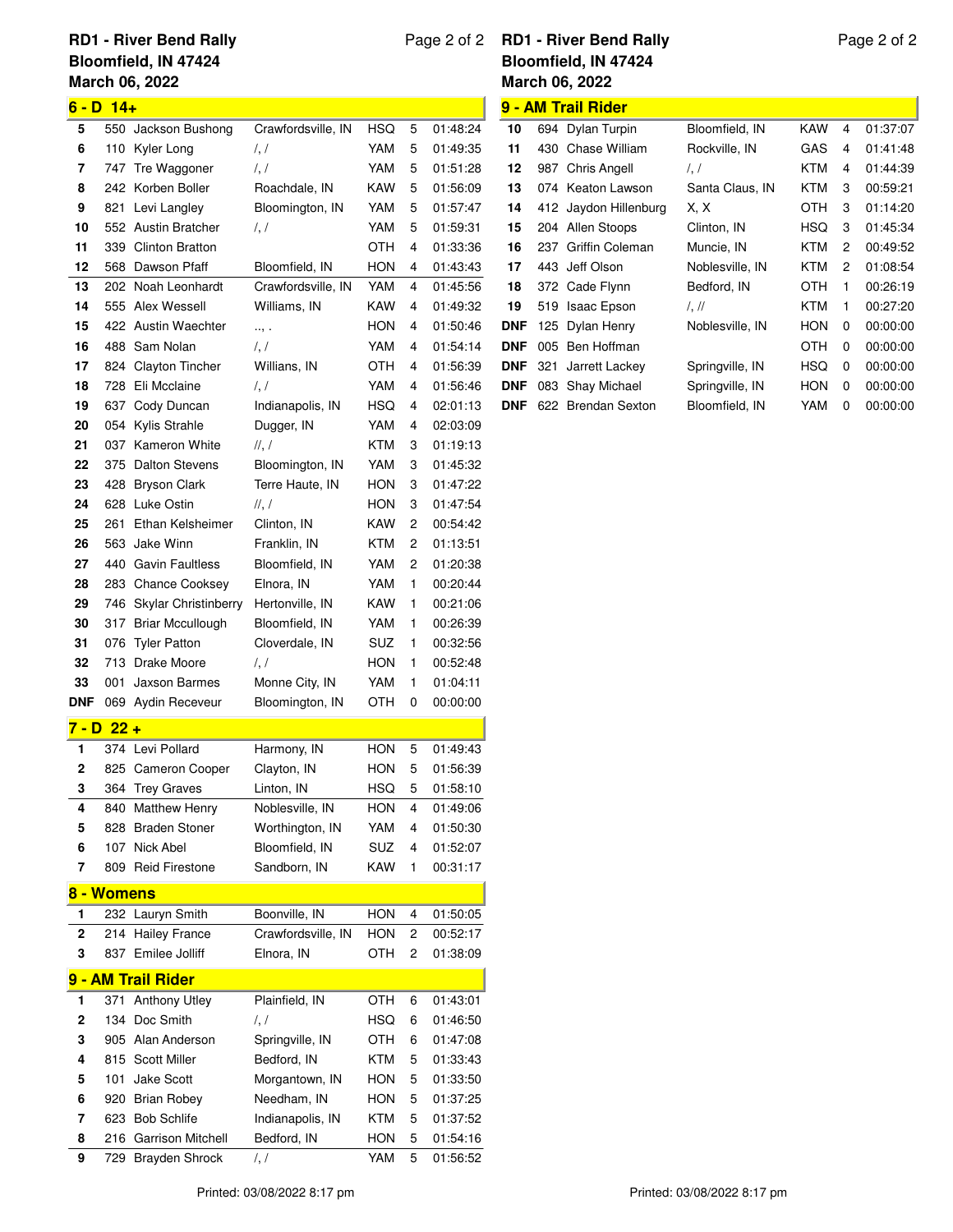# RD1 - River Bend Rally
Bloomfield, IN 47424
March 06, 2022

## 6 - D 14+

| | | | | | | |
|---|---|---|---|---|---|---|
| 5 | 550 | Jackson Bushong | Crawfordsville, IN | HSQ | 5 | 01:48:24 |
| 6 | 110 | Kyler Long | /, / | YAM | 5 | 01:49:35 |
| 7 | 747 | Tre Waggoner | /, / | YAM | 5 | 01:51:28 |
| 8 | 242 | Korben Boller | Roachdale, IN | KAW | 5 | 01:56:09 |
| 9 | 821 | Levi Langley | Bloomington, IN | YAM | 5 | 01:57:47 |
| 10 | 552 | Austin Bratcher | /, / | YAM | 5 | 01:59:31 |
| 11 | 339 | Clinton Bratton | | OTH | 4 | 01:33:36 |
| 12 | 568 | Dawson Pfaff | Bloomfield, IN | HON | 4 | 01:43:43 |
| 13 | 202 | Noah Leonhardt | Crawfordsville, IN | YAM | 4 | 01:45:56 |
| 14 | 555 | Alex Wessell | Williams, IN | KAW | 4 | 01:49:32 |
| 15 | 422 | Austin Waechter | .., . | HON | 4 | 01:50:46 |
| 16 | 488 | Sam Nolan | /, / | YAM | 4 | 01:54:14 |
| 17 | 824 | Clayton Tincher | Willians, IN | OTH | 4 | 01:56:39 |
| 18 | 728 | Eli Mcclaine | /, / | YAM | 4 | 01:56:46 |
| 19 | 637 | Cody Duncan | Indianapolis, IN | HSQ | 4 | 02:01:13 |
| 20 | 054 | Kylis Strahle | Dugger, IN | YAM | 4 | 02:03:09 |
| 21 | 037 | Kameron White | //, / | KTM | 3 | 01:19:13 |
| 22 | 375 | Dalton Stevens | Bloomington, IN | YAM | 3 | 01:45:32 |
| 23 | 428 | Bryson Clark | Terre Haute, IN | HON | 3 | 01:47:22 |
| 24 | 628 | Luke Ostin | //, / | HON | 3 | 01:47:54 |
| 25 | 261 | Ethan Kelsheimer | Clinton, IN | KAW | 2 | 00:54:42 |
| 26 | 563 | Jake Winn | Franklin, IN | KTM | 2 | 01:13:51 |
| 27 | 440 | Gavin Faultless | Bloomfield, IN | YAM | 2 | 01:20:38 |
| 28 | 283 | Chance Cooksey | Elnora, IN | YAM | 1 | 00:20:44 |
| 29 | 746 | Skylar Christinberry | Hertonville, IN | KAW | 1 | 00:21:06 |
| 30 | 317 | Briar Mccullough | Bloomfield, IN | YAM | 1 | 00:26:39 |
| 31 | 076 | Tyler Patton | Cloverdale, IN | SUZ | 1 | 00:32:56 |
| 32 | 713 | Drake Moore | /, / | HON | 1 | 00:52:48 |
| 33 | 001 | Jaxson Barmes | Monne City, IN | YAM | 1 | 01:04:11 |
| DNF | 069 | Aydin Receveur | Bloomington, IN | OTH | 0 | 00:00:00 |

## 7 - D 22 +

| | | | | | | |
|---|---|---|---|---|---|---|
| 1 | 374 | Levi Pollard | Harmony, IN | HON | 5 | 01:49:43 |
| 2 | 825 | Cameron Cooper | Clayton, IN | HON | 5 | 01:56:39 |
| 3 | 364 | Trey Graves | Linton, IN | HSQ | 5 | 01:58:10 |
| 4 | 840 | Matthew Henry | Noblesville, IN | HON | 4 | 01:49:06 |
| 5 | 828 | Braden Stoner | Worthington, IN | YAM | 4 | 01:50:30 |
| 6 | 107 | Nick Abel | Bloomfield, IN | SUZ | 4 | 01:52:07 |
| 7 | 809 | Reid Firestone | Sandborn, IN | KAW | 1 | 00:31:17 |

## 8 - Womens

| | | | | | | |
|---|---|---|---|---|---|---|
| 1 | 232 | Lauryn Smith | Boonville, IN | HON | 4 | 01:50:05 |
| 2 | 214 | Hailey France | Crawfordsville, IN | HON | 2 | 00:52:17 |
| 3 | 837 | Emilee Jolliff | Elnora, IN | OTH | 2 | 01:38:09 |

## 9 - AM Trail Rider

| | | | | | | |
|---|---|---|---|---|---|---|
| 1 | 371 | Anthony Utley | Plainfield, IN | OTH | 6 | 01:43:01 |
| 2 | 134 | Doc Smith | /, / | HSQ | 6 | 01:46:50 |
| 3 | 905 | Alan Anderson | Springville, IN | OTH | 6 | 01:47:08 |
| 4 | 815 | Scott Miller | Bedford, IN | KTM | 5 | 01:33:43 |
| 5 | 101 | Jake Scott | Morgantown, IN | HON | 5 | 01:33:50 |
| 6 | 920 | Brian Robey | Needham, IN | HON | 5 | 01:37:25 |
| 7 | 623 | Bob Schlife | Indianapolis, IN | KTM | 5 | 01:37:52 |
| 8 | 216 | Garrison Mitchell | Bedford, IN | HON | 5 | 01:54:16 |
| 9 | 729 | Brayden Shrock | /, / | YAM | 5 | 01:56:52 |
| 10 | 694 | Dylan Turpin | Bloomfield, IN | KAW | 4 | 01:37:07 |
| 11 | 430 | Chase William | Rockville, IN | GAS | 4 | 01:41:48 |
| 12 | 987 | Chris Angell | /, / | KTM | 4 | 01:44:39 |
| 13 | 074 | Keaton Lawson | Santa Claus, IN | KTM | 3 | 00:59:21 |
| 14 | 412 | Jaydon Hillenburg | X, X | OTH | 3 | 01:14:20 |
| 15 | 204 | Allen Stoops | Clinton, IN | HSQ | 3 | 01:45:34 |
| 16 | 237 | Griffin Coleman | Muncie, IN | KTM | 2 | 00:49:52 |
| 17 | 443 | Jeff Olson | Noblesville, IN | KTM | 2 | 01:08:54 |
| 18 | 372 | Cade Flynn | Bedford, IN | OTH | 1 | 00:26:19 |
| 19 | 519 | Isaac Epson | /, // | KTM | 1 | 00:27:20 |
| DNF | 125 | Dylan Henry | Noblesville, IN | HON | 0 | 00:00:00 |
| DNF | 005 | Ben Hoffman | | OTH | 0 | 00:00:00 |
| DNF | 321 | Jarrett Lackey | Springville, IN | HSQ | 0 | 00:00:00 |
| DNF | 083 | Shay Michael | Springville, IN | HON | 0 | 00:00:00 |
| DNF | 622 | Brendan Sexton | Bloomfield, IN | YAM | 0 | 00:00:00 |

Printed: 03/08/2022 8:17 pm